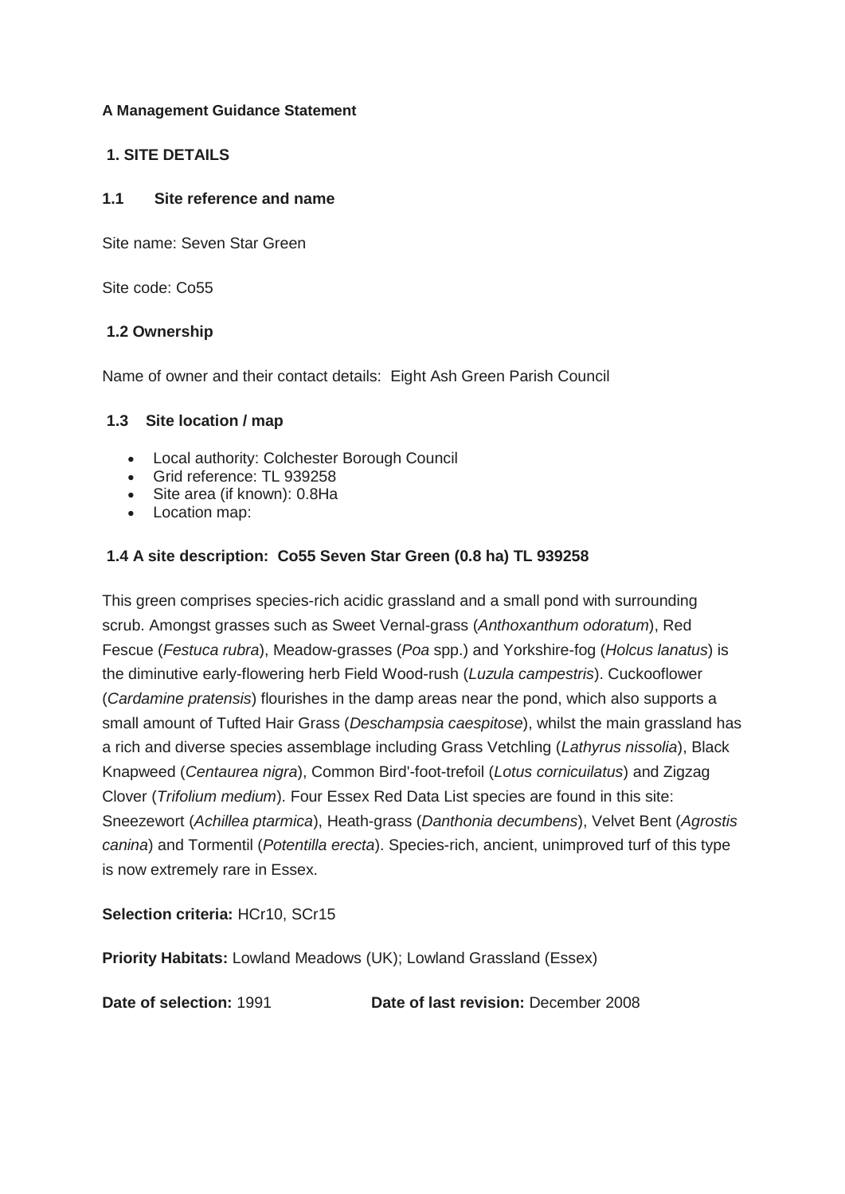**A Management Guidance Statement**

## 1. SITE DETAILS

### 1.1 Site reference and name

Site name: Seven Star Green

Site code: Co55

### 1.2 Ownership

Name of owner and their contact details: Eight Ash Green Parish Council

### 1.3 Site location / map

- Local authority: Colchester Borough Council
- Grid reference: TL 939258
- Site area (if known): 0.8Ha
- Location map:

### 1.4 A site description: Co55 Seven Star Green (0.8 ha) TL 939258

This green comprises species-rich acidic grassland and a small pond with surrounding scrub. Amongst grasses such as Sweet Vernal-grass (*Anthoxanthum odoratum*), Red Fescue (*Festuca rubra*), Meadow-grasses (*Poa* spp.) and Yorkshire-fog (*Holcus lanatus*) is the diminutive early-flowering herb Field Wood-rush (*Luzula campestris*). Cuckooflower (*Cardamine pratensis*) flourishes in the damp areas near the pond, which also supports a small amount of Tufted Hair Grass (*Deschampsia caespitose*), whilst the main grassland has a rich and diverse species assemblage including Grass Vetchling (*Lathyrus nissolia*), Black Knapweed (*Centaurea nigra*), Common Bird'-foot-trefoil (*Lotus cornicuilatus*) and Zigzag Clover (*Trifolium medium*). Four Essex Red Data List species are found in this site: Sneezewort (*Achillea ptarmica*), Heath-grass (*Danthonia decumbens*), Velvet Bent (*Agrostis canina*) and Tormentil (*Potentilla erecta*). Species-rich, ancient, unimproved turf of this type is now extremely rare in Essex.

**Selection criteria:** HCr10, SCr15

**Priority Habitats:** Lowland Meadows (UK); Lowland Grassland (Essex)

**Date of selection:** 1991 **Date of last revision:** December 2008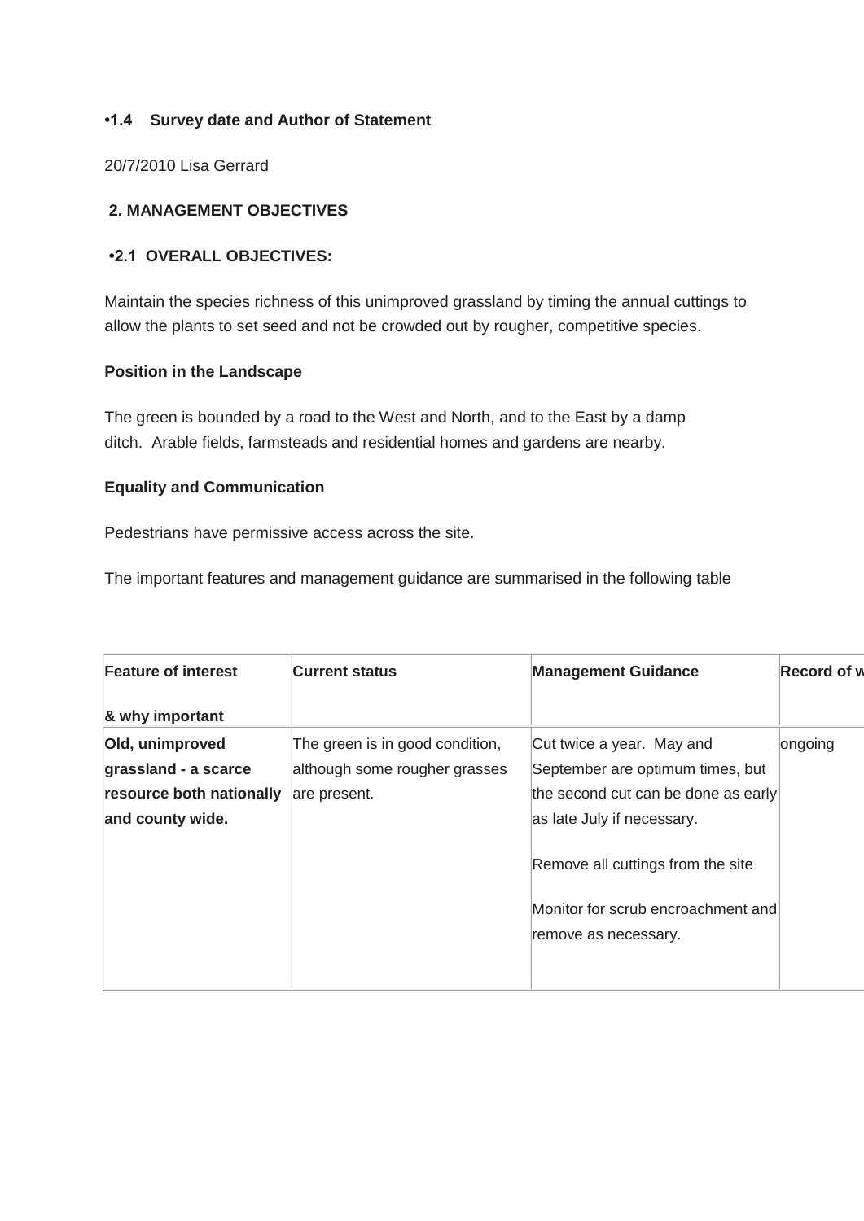**•1.4 Survey date and Author of Statement**

20/7/2010 Lisa Gerrard

**2. MANAGEMENT OBJECTIVES**

**•2.1 OVERALL OBJECTIVES:**

Maintain the species richness of this unimproved grassland by timing the annual cuttings to allow the plants to set seed and not be crowded out by rougher, competitive species.

**Position in the Landscape**

The green is bounded by a road to the West and North, and to the East by a damp ditch. Arable fields, farmsteads and residential homes and gardens are nearby.

**Equality and Communication**

Pedestrians have permissive access across the site.

The important features and management guidance are summarised in the following table

| **Feature of interest**<br><br>**& why important** | **Current status** | **Management Guidance** | **Record of w** |
|---|---|---|---|
| **Old, unimproved grassland - a scarce resource both nationally and county wide.** | The green is in good condition, although some rougher grasses are present. | Cut twice a year. May and September are optimum times, but the second cut can be done as early as late July if necessary.<br><br>Remove all cuttings from the site<br><br>Monitor for scrub encroachment and remove as necessary. | ongoing |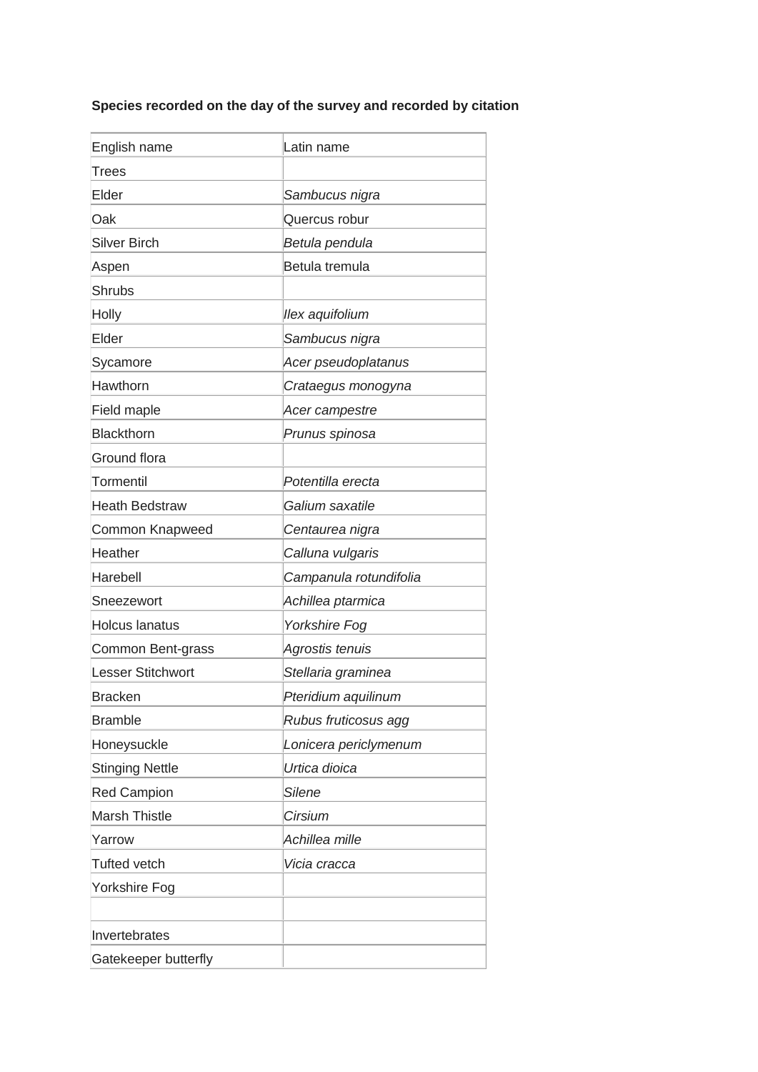**Species recorded on the day of the survey and recorded by citation**

| English name | Latin name |
|---|---|
| Trees | |
| Elder | *Sambucus nigra* |
| Oak | Quercus robur |
| Silver Birch | *Betula pendula* |
| Aspen | Betula tremula |
| Shrubs | |
| Holly | *Ilex aquifolium* |
| Elder | *Sambucus nigra* |
| Sycamore | *Acer pseudoplatanus* |
| Hawthorn | *Crataegus monogyna* |
| Field maple | *Acer campestre* |
| Blackthorn | *Prunus spinosa* |
| Ground flora | |
| Tormentil | *Potentilla erecta* |
| Heath Bedstraw | *Galium saxatile* |
| Common Knapweed | *Centaurea nigra* |
| Heather | *Calluna vulgaris* |
| Harebell | *Campanula rotundifolia* |
| Sneezewort | *Achillea ptarmica* |
| Holcus lanatus | *Yorkshire Fog* |
| Common Bent-grass | *Agrostis tenuis* |
| Lesser Stitchwort | *Stellaria graminea* |
| Bracken | *Pteridium aquilinum* |
| Bramble | *Rubus fruticosus agg* |
| Honeysuckle | *Lonicera periclymenum* |
| Stinging Nettle | *Urtica dioica* |
| Red Campion | *Silene* |
| Marsh Thistle | *Cirsium* |
| Yarrow | *Achillea mille* |
| Tufted vetch | *Vicia cracca* |
| Yorkshire Fog | |
| | |
| Invertebrates | |
| Gatekeeper butterfly | |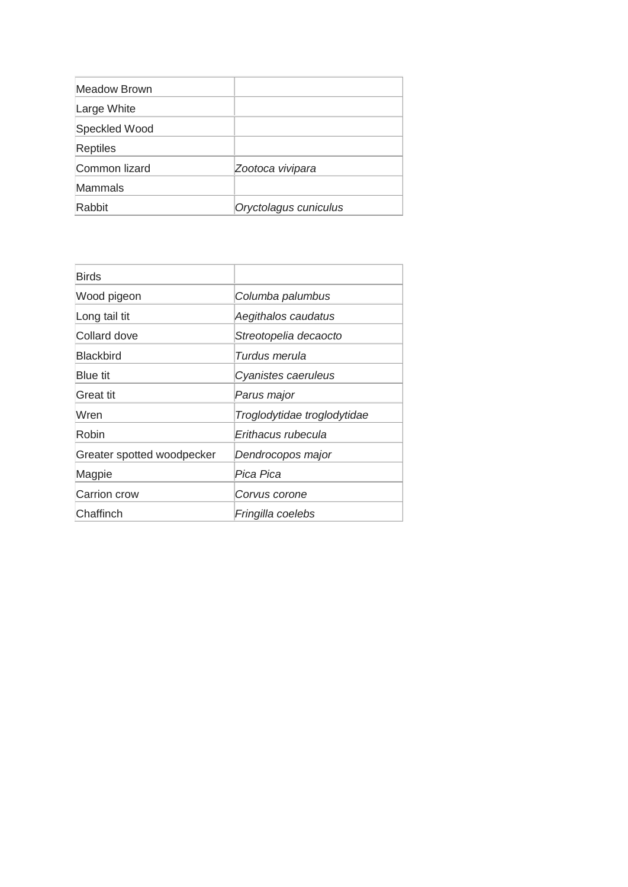| | |
|---|---|
| Meadow Brown | |
| Large White | |
| Speckled Wood | |
| Reptiles | |
| Common lizard | *Zootoca vivipara* |
| Mammals | |
| Rabbit | *Oryctolagus cuniculus* |

| | |
|---|---|
| Birds | |
| Wood pigeon | *Columba palumbus* |
| Long tail tit | *Aegithalos caudatus* |
| Collard dove | *Streotopelia decaocto* |
| Blackbird | *Turdus merula* |
| Blue tit | *Cyanistes caeruleus* |
| Great tit | *Parus major* |
| Wren | *Troglodytidae troglodytidae* |
| Robin | *Erithacus rubecula* |
| Greater spotted woodpecker | *Dendrocopos major* |
| Magpie | *Pica Pica* |
| Carrion crow | *Corvus corone* |
| Chaffinch | *Fringilla coelebs* |